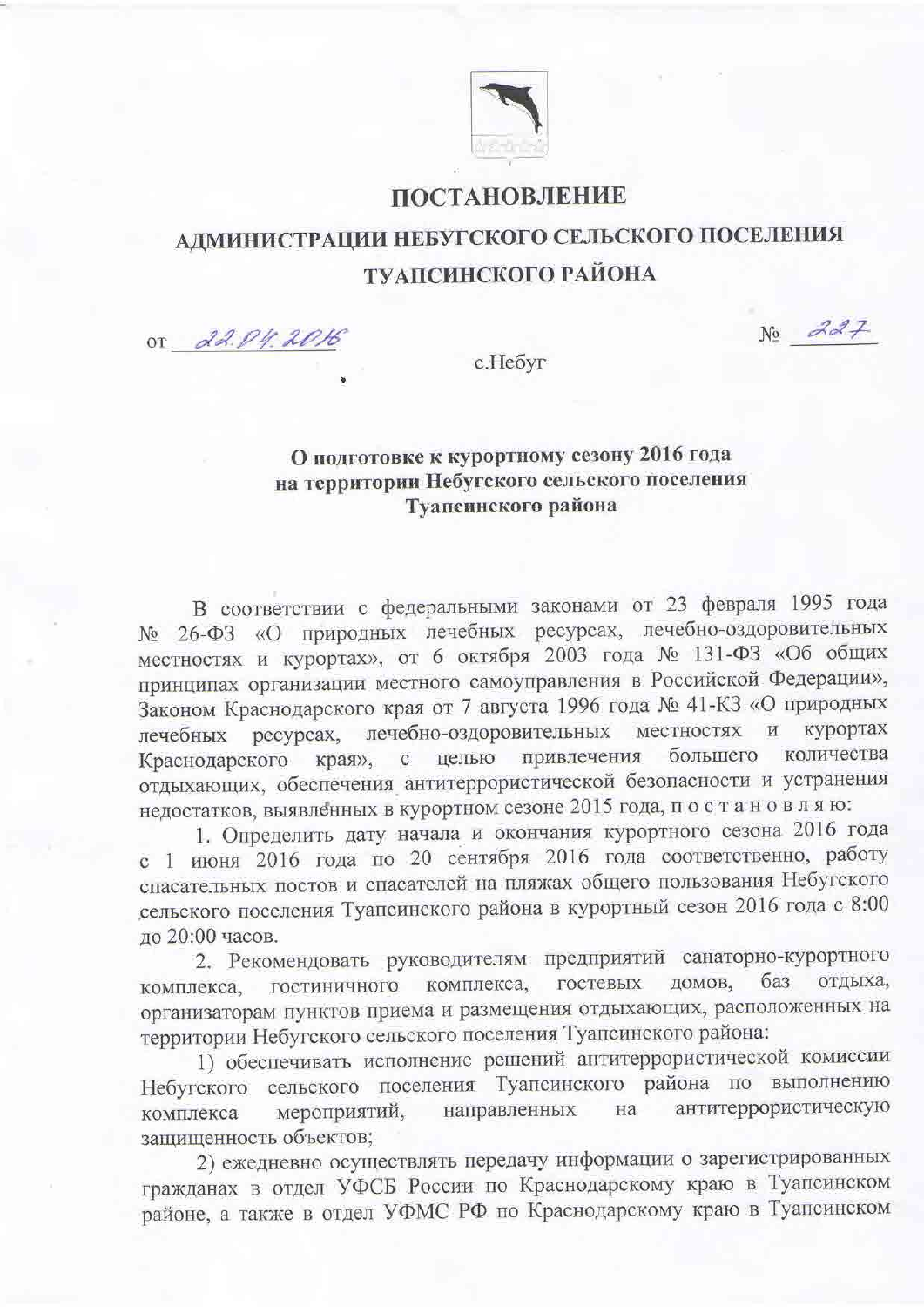# ПОСТАНОВЛЕНИЕ

## АДМИНИСТРАЦИИ НЕБУГСКОГО СЕЛЬСКОГО ПОСЕЛЕНИЯ ТУАПСИНСКОГО РАЙОНА

от 22.04.2016 № 227

с.Небуг

**О подготовке к курортному сезону 2016 года на территории Небугского сельского поселения Туапсинского района**

В соответствии с федеральными законами от 23 февраля 1995 года № 26-ФЗ «О природных лечебных ресурсах, лечебно-оздоровительных местностях и курортах», от 6 октября 2003 года № 131-ФЗ «Об общих принципах организации местного самоуправления в Российской Федерации», Законом Краснодарского края от 7 августа 1996 года № 41-КЗ «О природных лечебных ресурсах, лечебно-оздоровительных местностях и курортах Краснодарского края», с целью привлечения большего количества отдыхающих, обеспечения антитеррористической безопасности и устранения недостатков, выявленных в курортном сезоне 2015 года, п о с т а н о в л я ю:

1. Определить дату начала и окончания курортного сезона 2016 года с 1 июня 2016 года по 20 сентября 2016 года соответственно, работу спасательных постов и спасателей на пляжах общего пользования Небугского сельского поселения Туапсинского района в курортный сезон 2016 года с 8:00 до 20:00 часов.

2. Рекомендовать руководителям предприятий санаторно-курортного комплекса, гостиничного комплекса, гостевых домов, баз отдыха, организаторам пунктов приема и размещения отдыхающих, расположенных на территории Небугского сельского поселения Туапсинского района:

1) обеспечивать исполнение решений антитеррористической комиссии Небугского сельского поселения Туапсинского района по выполнению комплекса мероприятий, направленных на антитеррористическую защищенность объектов;

2) ежедневно осуществлять передачу информации о зарегистрированных гражданах в отдел УФСБ России по Краснодарскому краю в Туапсинском районе, а также в отдел УФМС РФ по Краснодарскому краю в Туапсинском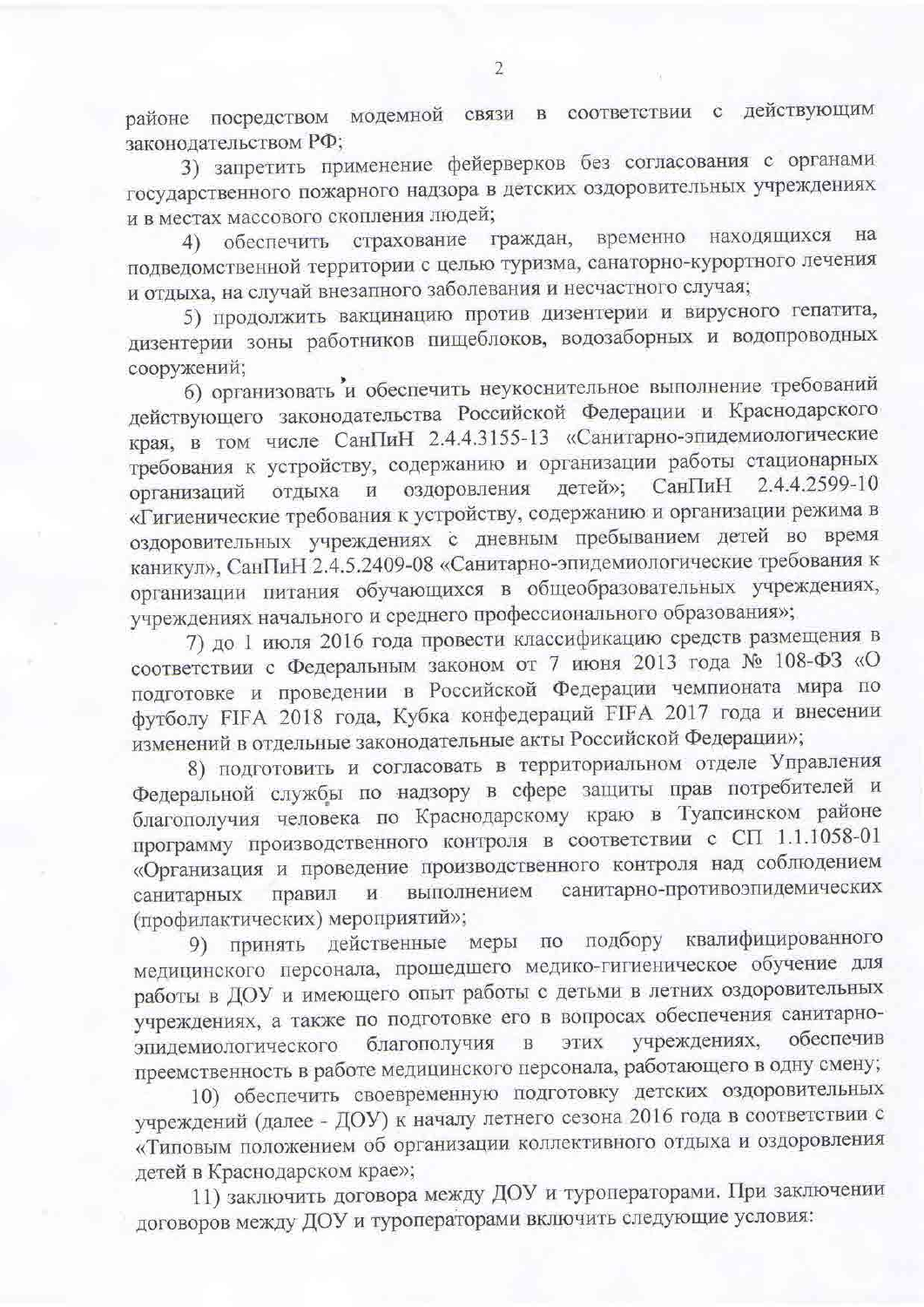районе посредством модемной связи в соответствии с действующим законодательством РФ;

3) запретить применение фейерверков без согласования с органами государственного пожарного надзора в детских оздоровительных учреждениях и в местах массового скопления людей;

4) обеспечить страхование граждан, временно находящихся на подведомственной территории с целью туризма, санаторно-курортного лечения и отдыха, на случай внезапного заболевания и несчастного случая;

5) продолжить вакцинацию против дизентерии и вирусного гепатита, дизентерии зоны работников пищеблоков, водозаборных и водопроводных сооружений;

6) организовать и обеспечить неукоснительное выполнение требований действующего законодательства Российской Федерации и Краснодарского края, в том числе СанПиН 2.4.4.3155-13 «Санитарно-эпидемиологические требования к устройству, содержанию и организации работы стационарных организаций отдыха и оздоровления детей»; СанПиН 2.4.4.2599-10 «Гигиенические требования к устройству, содержанию и организации режима в оздоровительных учреждениях с дневным пребыванием детей во время каникул», СанПиН 2.4.5.2409-08 «Санитарно-эпидемиологические требования к организации питания обучающихся в общеобразовательных учреждениях, учреждениях начального и среднего профессионального образования»;

7) до 1 июля 2016 года провести классификацию средств размещения в соответствии с Федеральным законом от 7 июня 2013 года № 108-ФЗ «О подготовке и проведении в Российской Федерации чемпионата мира по футболу FIFA 2018 года, Кубка конфедераций FIFA 2017 года и внесении изменений в отдельные законодательные акты Российской Федерации»;

8) подготовить и согласовать в территориальном отделе Управления Федеральной службы по надзору в сфере защиты прав потребителей и благополучия человека по Краснодарскому краю в Туапсинском районе программу производственного контроля в соответствии с СП 1.1.1058-01 «Организация и проведение производственного контроля над соблюдением санитарных правил и выполнением санитарно-противоэпидемических (профилактических) мероприятий»;

9) принять действенные меры по подбору квалифицированного медицинского персонала, прошедшего медико-гигиеническое обучение для работы в ДОУ и имеющего опыт работы с детьми в летних оздоровительных учреждениях, а также по подготовке его в вопросах обеспечения санитарно-эпидемиологического благополучия в этих учреждениях, обеспечив преемственность в работе медицинского персонала, работающего в одну смену;

10) обеспечить своевременную подготовку детских оздоровительных учреждений (далее - ДОУ) к началу летнего сезона 2016 года в соответствии с «Типовым положением об организации коллективного отдыха и оздоровления детей в Краснодарском крае»;

11) заключить договора между ДОУ и туроператорами. При заключении договоров между ДОУ и туроператорами включить следующие условия: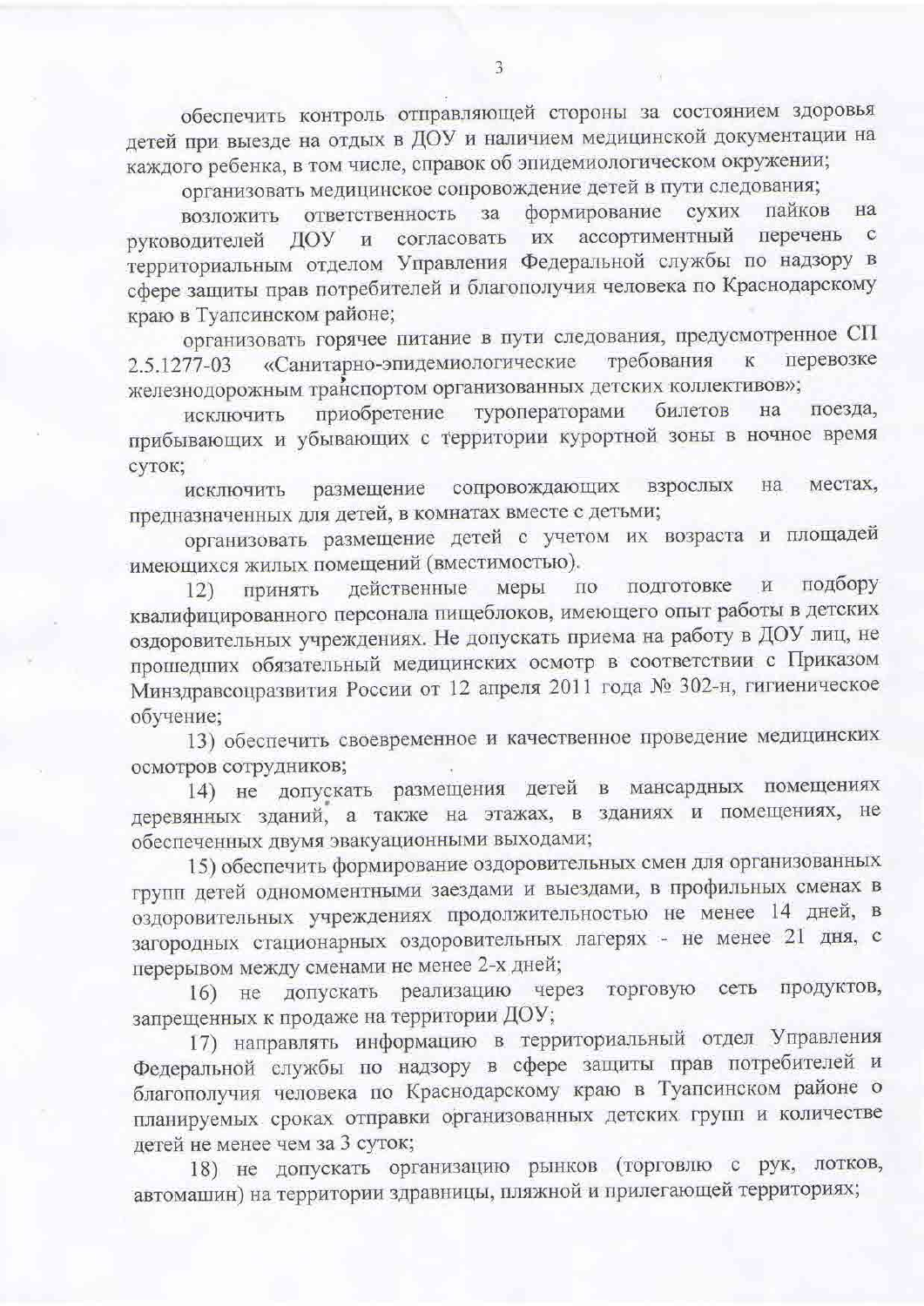обеспечить контроль отправляющей стороны за состоянием здоровья детей при выезде на отдых в ДОУ и наличием медицинской документации на каждого ребенка, в том числе, справок об эпидемиологическом окружении;

организовать медицинское сопровождение детей в пути следования;

возложить ответственность за формирование сухих пайков на руководителей ДОУ и согласовать их ассортиментный перечень с территориальным отделом Управления Федеральной службы по надзору в сфере защиты прав потребителей и благополучия человека по Краснодарскому краю в Туапсинском районе;

организовать горячее питание в пути следования, предусмотренное СП 2.5.1277-03 «Санитарно-эпидемиологические требования к перевозке железнодорожным транспортом организованных детских коллективов»;

исключить приобретение туроператорами билетов на поезда, прибывающих и убывающих с территории курортной зоны в ночное время суток;

исключить размещение сопровождающих взрослых на местах, предназначенных для детей, в комнатах вместе с детьми;

организовать размещение детей с учетом их возраста и площадей имеющихся жилых помещений (вместимостью).

12) принять действенные меры по подготовке и подбору квалифицированного персонала пищеблоков, имеющего опыт работы в детских оздоровительных учреждениях. Не допускать приема на работу в ДОУ лиц, не прошедших обязательный медицинских осмотр в соответствии с Приказом Минздравсоцразвития России от 12 апреля 2011 года № 302-н, гигиеническое обучение;

13) обеспечить своевременное и качественное проведение медицинских осмотров сотрудников;

14) не допускать размещения детей в мансардных помещениях деревянных зданий, а также на этажах, в зданиях и помещениях, не обеспеченных двумя эвакуационными выходами;

15) обеспечить формирование оздоровительных смен для организованных групп детей одномоментными заездами и выездами, в профильных сменах в оздоровительных учреждениях продолжительностью не менее 14 дней, в загородных стационарных оздоровительных лагерях - не менее 21 дня, с перерывом между сменами не менее 2-х дней;

16) не допускать реализацию через торговую сеть продуктов, запрещенных к продаже на территории ДОУ;

17) направлять информацию в территориальный отдел Управления Федеральной службы по надзору в сфере защиты прав потребителей и благополучия человека по Краснодарскому краю в Туапсинском районе о планируемых сроках отправки организованных детских групп и количестве детей не менее чем за 3 суток;

18) не допускать организацию рынков (торговлю с рук, лотков, автомашин) на территории здравницы, пляжной и прилегающей территориях;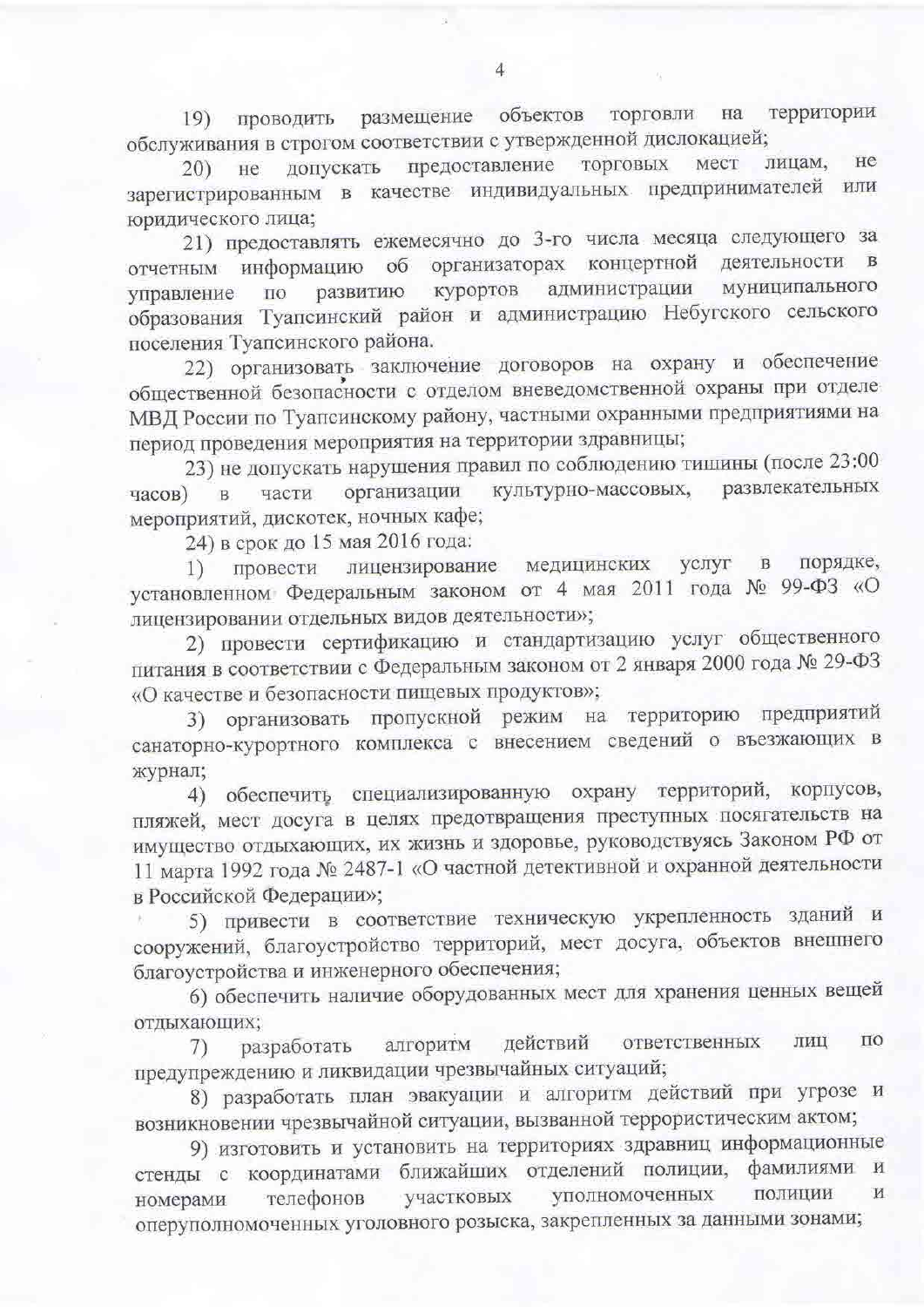19) проводить размещение объектов торговли на территории обслуживания в строгом соответствии с утвержденной дислокацией;

20) не допускать предоставление торговых мест лицам, не зарегистрированным в качестве индивидуальных предпринимателей или юридического лица;

21) предоставлять ежемесячно до 3-го числа месяца следующего за отчетным информацию об организаторах концертной деятельности в управление по развитию курортов администрации муниципального образования Туапсинский район и администрацию Небугского сельского поселения Туапсинского района.

22) организовать заключение договоров на охрану и обеспечение общественной безопасности с отделом вневедомственной охраны при отделе МВД России по Туапсинскому району, частными охранными предприятиями на период проведения мероприятия на территории здравницы;

23) не допускать нарушения правил по соблюдению тишины (после 23:00 часов) в части организации культурно-массовых, развлекательных мероприятий, дискотек, ночных кафе;

24) в срок до 15 мая 2016 года:

1) провести лицензирование медицинских услуг в порядке, установленном Федеральным законом от 4 мая 2011 года № 99-ФЗ «О лицензировании отдельных видов деятельности»;

2) провести сертификацию и стандартизацию услуг общественного питания в соответствии с Федеральным законом от 2 января 2000 года № 29-ФЗ «О качестве и безопасности пищевых продуктов»;

3) организовать пропускной режим на территорию предприятий санаторно-курортного комплекса с внесением сведений о въезжающих в журнал;

4) обеспечить специализированную охрану территорий, корпусов, пляжей, мест досуга в целях предотвращения преступных посягательств на имущество отдыхающих, их жизнь и здоровье, руководствуясь Законом РФ от 11 марта 1992 года № 2487-1 «О частной детективной и охранной деятельности в Российской Федерации»;

5) привести в соответствие техническую укрепленность зданий и сооружений, благоустройство территорий, мест досуга, объектов внешнего благоустройства и инженерного обеспечения;

6) обеспечить наличие оборудованных мест для хранения ценных вещей отдыхающих;

7) разработать алгоритм действий ответственных лиц по предупреждению и ликвидации чрезвычайных ситуаций;

8) разработать план эвакуации и алгоритм действий при угрозе и возникновении чрезвычайной ситуации, вызванной террористическим актом;

9) изготовить и установить на территориях здравниц информационные стенды с координатами ближайших отделений полиции, фамилиями и номерами телефонов участковых уполномоченных полиции и оперуполномоченных уголовного розыска, закрепленных за данными зонами;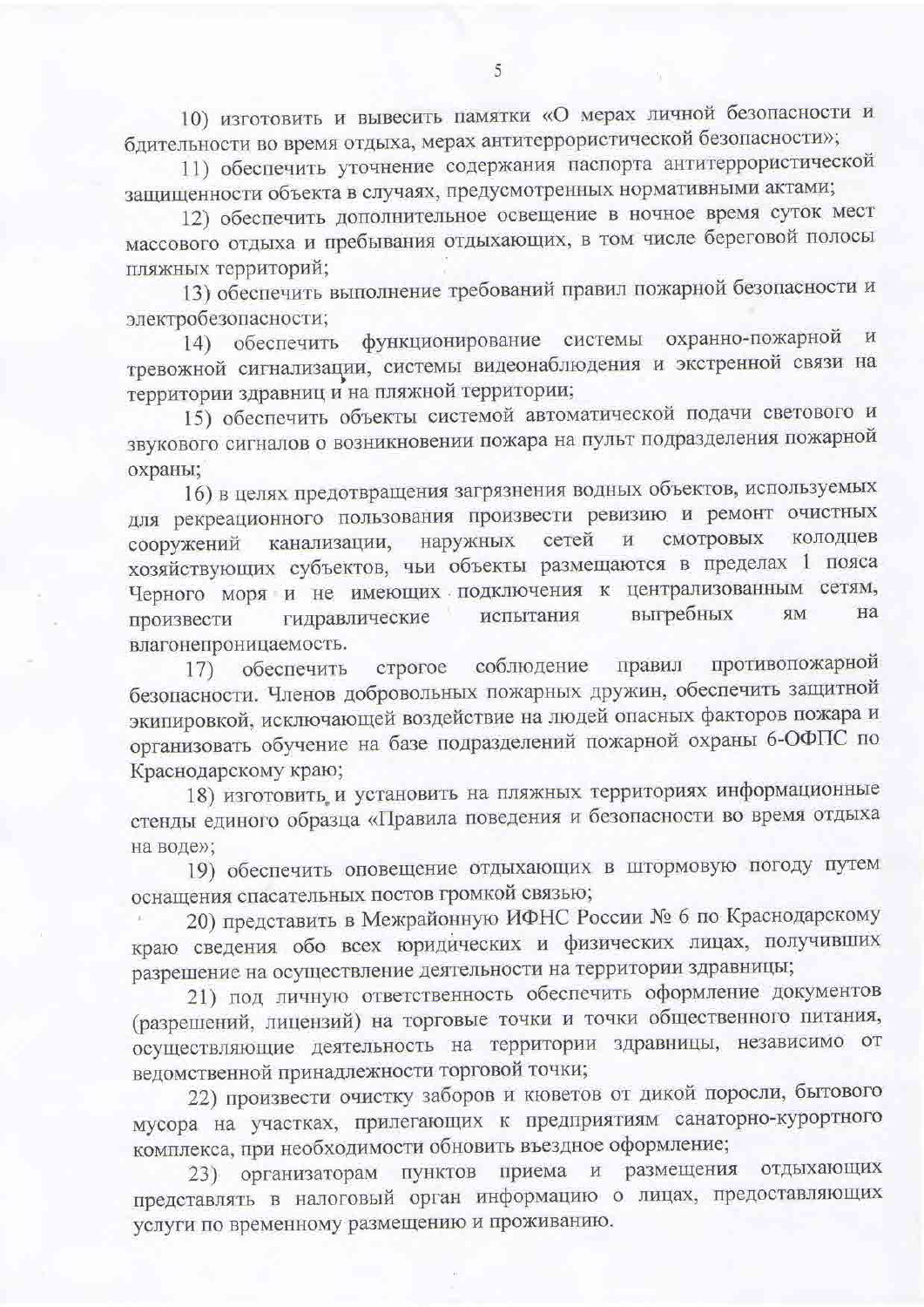10) изготовить и вывесить памятки «О мерах личной безопасности и бдительности во время отдыха, мерах антитеррористической безопасности»;

11) обеспечить уточнение содержания паспорта антитеррористической защищенности объекта в случаях, предусмотренных нормативными актами;

12) обеспечить дополнительное освещение в ночное время суток мест массового отдыха и пребывания отдыхающих, в том числе береговой полосы пляжных территорий;

13) обеспечить выполнение требований правил пожарной безопасности и электробезопасности;

14) обеспечить функционирование системы охранно-пожарной и тревожной сигнализации, системы видеонаблюдения и экстренной связи на территории здравниц и на пляжной территории;

15) обеспечить объекты системой автоматической подачи светового и звукового сигналов о возникновении пожара на пульт подразделения пожарной охраны;

16) в целях предотвращения загрязнения водных объектов, используемых для рекреационного пользования произвести ревизию и ремонт очистных сооружений канализации, наружных сетей и смотровых колодцев хозяйствующих субъектов, чьи объекты размещаются в пределах 1 пояса Черного моря и не имеющих подключения к централизованным сетям, произвести гидравлические испытания выгребных ям на влагонепроницаемость.

17) обеспечить строгое соблюдение правил противопожарной безопасности. Членов добровольных пожарных дружин, обеспечить защитной экипировкой, исключающей воздействие на людей опасных факторов пожара и организовать обучение на базе подразделений пожарной охраны 6-ОФПС по Краснодарскому краю;

18) изготовить и установить на пляжных территориях информационные стенды единого образца «Правила поведения и безопасности во время отдыха на воде»;

19) обеспечить оповещение отдыхающих в штормовую погоду путем оснащения спасательных постов громкой связью;

20) представить в Межрайонную ИФНС России № 6 по Краснодарскому краю сведения обо всех юридических и физических лицах, получивших разрешение на осуществление деятельности на территории здравницы;

21) под личную ответственность обеспечить оформление документов (разрешений, лицензий) на торговые точки и точки общественного питания, осуществляющие деятельность на территории здравницы, независимо от ведомственной принадлежности торговой точки;

22) произвести очистку заборов и кюветов от дикой поросли, бытового мусора на участках, прилегающих к предприятиям санаторно-курортного комплекса, при необходимости обновить въездное оформление;

23) организаторам пунктов приема и размещения отдыхающих представлять в налоговый орган информацию о лицах, предоставляющих услуги по временному размещению и проживанию.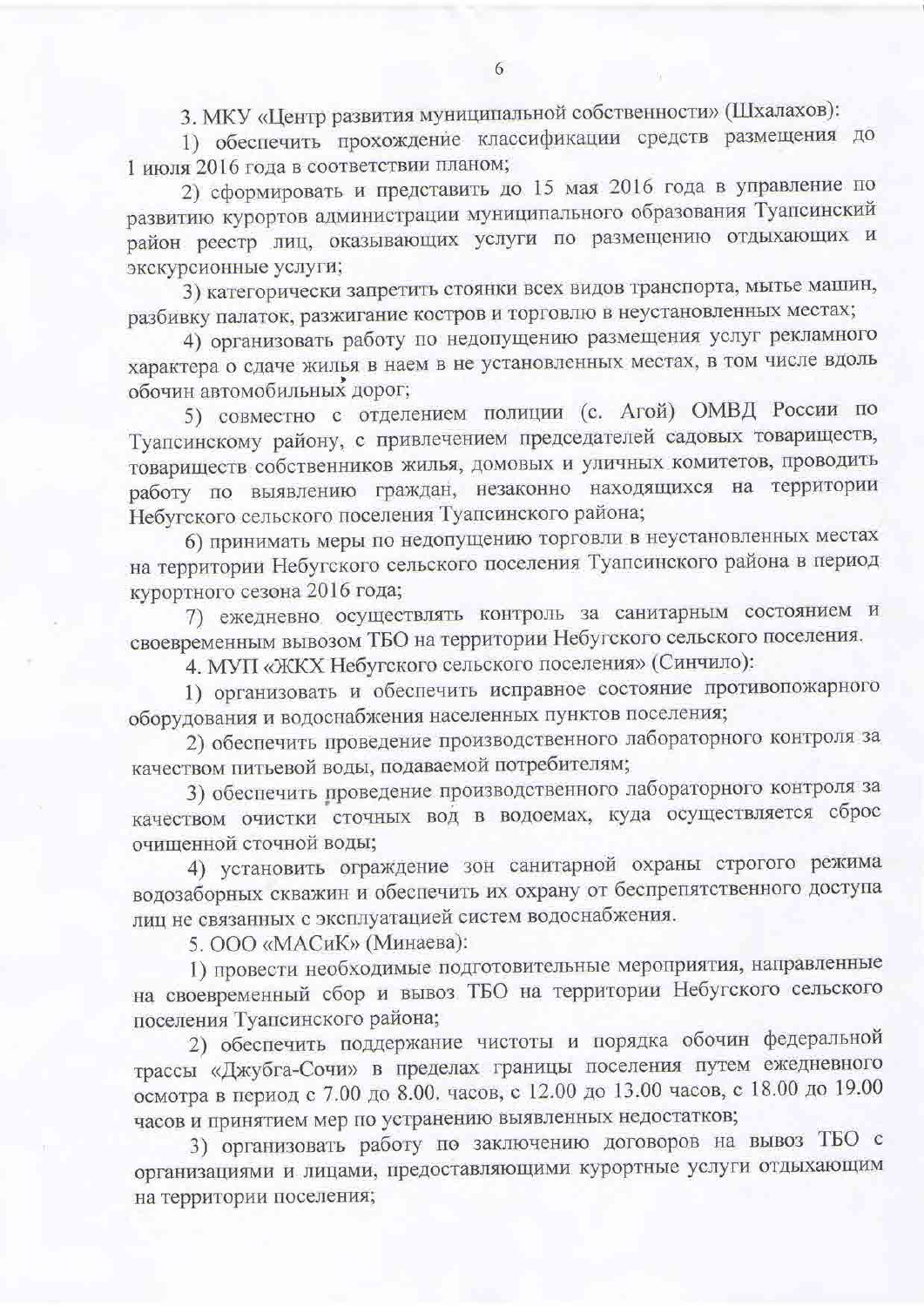3. МКУ «Центр развития муниципальной собственности» (Шхалахов):

1) обеспечить прохождение классификации средств размещения до 1 июля 2016 года в соответствии планом;

2) сформировать и представить до 15 мая 2016 года в управление по развитию курортов администрации муниципального образования Туапсинский район реестр лиц, оказывающих услуги по размещению отдыхающих и экскурсионные услуги;

3) категорически запретить стоянки всех видов транспорта, мытье машин, разбивку палаток, разжигание костров и торговлю в неустановленных местах;

4) организовать работу по недопущению размещения услуг рекламного характера о сдаче жилья в наем в не установленных местах, в том числе вдоль обочин автомобильных дорог;

5) совместно с отделением полиции (с. Агой) ОМВД России по Туапсинскому району, с привлечением председателей садовых товариществ, товариществ собственников жилья, домовых и уличных комитетов, проводить работу по выявлению граждан, незаконно находящихся на территории Небугского сельского поселения Туапсинского района;

6) принимать меры по недопущению торговли в неустановленных местах на территории Небугского сельского поселения Туапсинского района в период курортного сезона 2016 года;

7) ежедневно осуществлять контроль за санитарным состоянием и своевременным вывозом ТБО на территории Небугского сельского поселения.

4. МУП «ЖКХ Небугского сельского поселения» (Синчило):

1) организовать и обеспечить исправное состояние противопожарного оборудования и водоснабжения населенных пунктов поселения;

2) обеспечить проведение производственного лабораторного контроля за качеством питьевой воды, подаваемой потребителям;

3) обеспечить проведение производственного лабораторного контроля за качеством очистки сточных вод в водоемах, куда осуществляется сброс очищенной сточной воды;

4) установить ограждение зон санитарной охраны строгого режима водозаборных скважин и обеспечить их охрану от беспрепятственного доступа лиц не связанных с эксплуатацией систем водоснабжения.

5. ООО «МАСиК» (Минаева):

1) провести необходимые подготовительные мероприятия, направленные на своевременный сбор и вывоз ТБО на территории Небугского сельского поселения Туапсинского района;

2) обеспечить поддержание чистоты и порядка обочин федеральной трассы «Джубга-Сочи» в пределах границы поселения путем ежедневного осмотра в период с 7.00 до 8.00. часов, с 12.00 до 13.00 часов, с 18.00 до 19.00 часов и принятием мер по устранению выявленных недостатков;

3) организовать работу по заключению договоров на вывоз ТБО с организациями и лицами, предоставляющими курортные услуги отдыхающим на территории поселения;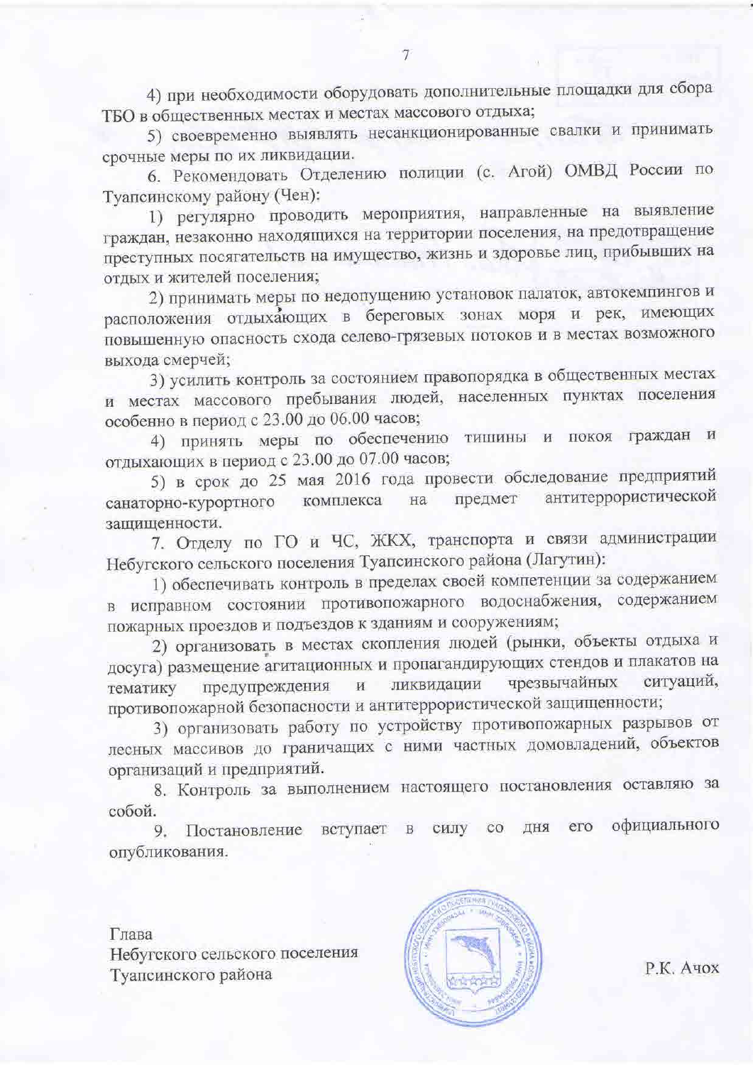4) при необходимости оборудовать дополнительные площадки для сбора ТБО в общественных местах и местах массового отдыха;

5) своевременно выявлять несанкционированные свалки и принимать срочные меры по их ликвидации.

6. Рекомендовать Отделению полиции (с. Агой) ОМВД России по Туапсинскому району (Чен):

1) регулярно проводить мероприятия, направленные на выявление граждан, незаконно находящихся на территории поселения, на предотвращение преступных посягательств на имущество, жизнь и здоровье лиц, прибывших на отдых и жителей поселения;

2) принимать меры по недопущению установок палаток, автокемпингов и расположения отдыхающих в береговых зонах моря и рек, имеющих повышенную опасность схода селево-грязевых потоков и в местах возможного выхода смерчей;

3) усилить контроль за состоянием правопорядка в общественных местах и местах массового пребывания людей, населенных пунктах поселения особенно в период с 23.00 до 06.00 часов;

4) принять меры по обеспечению тишины и покоя граждан и отдыхающих в период с 23.00 до 07.00 часов;

5) в срок до 25 мая 2016 года провести обследование предприятий санаторно-курортного комплекса на предмет антитеррористической защищенности.

7. Отделу по ГО и ЧС, ЖКХ, транспорта и связи администрации Небугского сельского поселения Туапсинского района (Лагутин):

1) обеспечивать контроль в пределах своей компетенции за содержанием в исправном состоянии противопожарного водоснабжения, содержанием пожарных проездов и подъездов к зданиям и сооружениям;

2) организовать в местах скопления людей (рынки, объекты отдыха и досуга) размещение агитационных и пропагандирующих стендов и плакатов на тематику предупреждения и ликвидации чрезвычайных ситуаций, противопожарной безопасности и антитеррористической защищенности;

3) организовать работу по устройству противопожарных разрывов от лесных массивов до граничащих с ними частных домовладений, объектов организаций и предприятий.

8. Контроль за выполнением настоящего постановления оставляю за собой.

9. Постановление вступает в силу со дня его официального опубликования.

Глава
Небугского сельского поселения
Туапсинского района

Р.К. Ачох